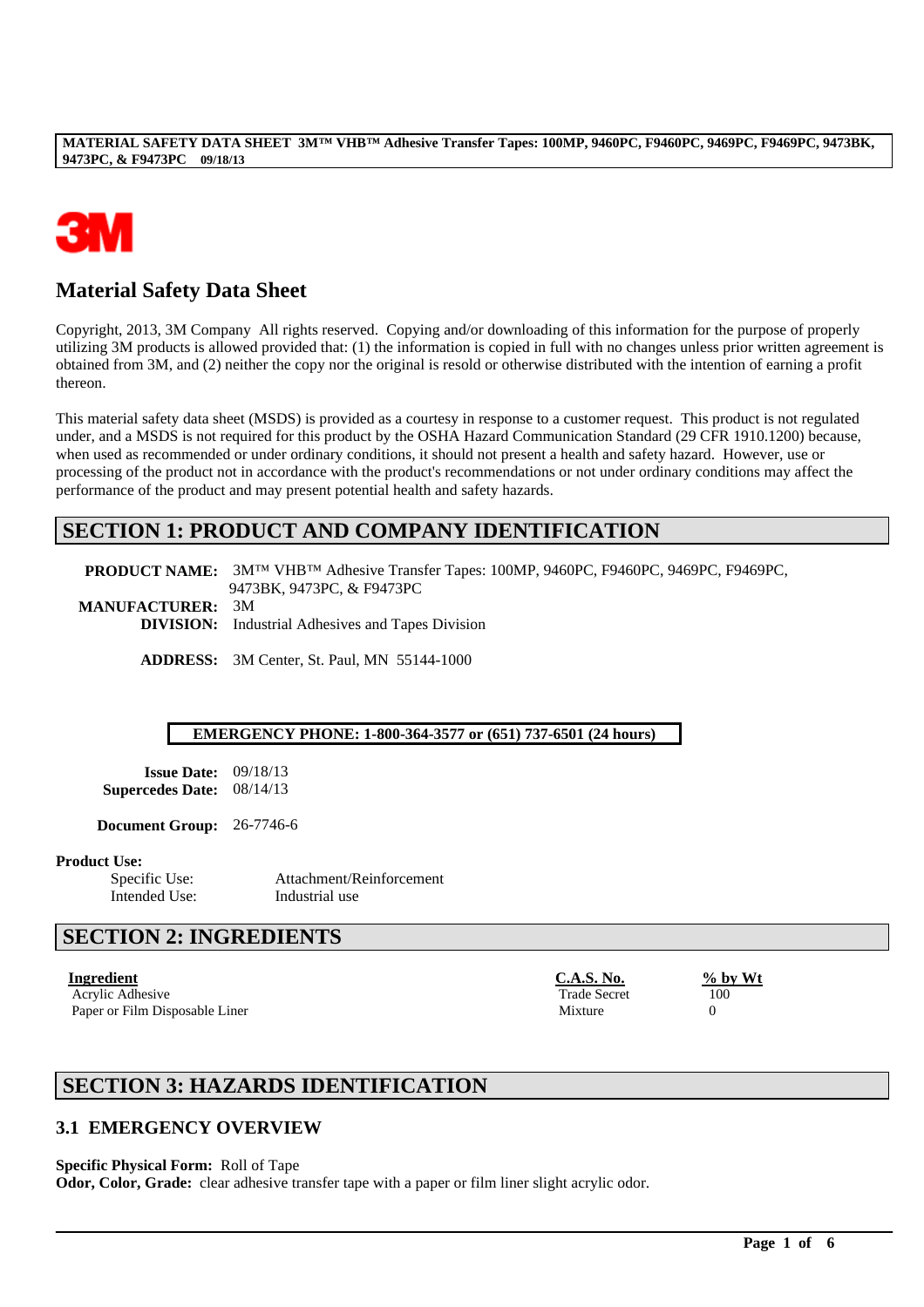# Material Safety Data Sheet

Copyright, 2013, 3M Company All rights reserved. Copying and/or downloading of this information for the purpose of properly utilizing 3M products is allowed provided that: (1) the information is copied in full with no changes unless prior written agreement is obtained from 3M, and (2) neither the copy nor the original is resold or otherwise distributed with the intention of earning a profit thereon.

This material safety data sheet (MSDS) is provided as a courtesy in response to a customer request. This product is not regulated under, and a MSDS is not required for this product by the OSHA Hazard Communication Standard (29 CFR 1910.1200) because, when used as recommended or under ordinary conditions, it should not present a health and safety hazard. However, use or processing of the product not in accordance with the product's recommendations or not under ordinary conditions may affect the performance of the product and may present potential health and safety hazards.

## SECTION 1: PRODUCT AND COMPANY IDENTIFICATION

**PRODUCT NAME:** 3M™ VHB™ Adhesive Transfer Tapes: 100MP, 9460PC, F9460PC, 9469PC, F9469PC, 9473BK, 9473PC, & F9473PC

**MANUFACTURER:** 3M

**DIVISION:** Industrial Adhesives and Tapes Division

**ADDRESS:** 3M Center, St. Paul, MN 55144-1000

**EMERGENCY PHONE: 1-800-364-3577 or (651) 737-6501 (24 hours)**

**Issue Date:** 09/18/13

**Supercedes Date:** 08/14/13

**Document Group:** 26-7746-6

**Product Use:**

Specific Use: Attachment/Reinforcement

Intended Use: Industrial use

## SECTION 2: INGREDIENTS

| Ingredient | C.A.S. No. | % by Wt |
|---|---|---|
| Acrylic Adhesive | Trade Secret | 100 |
| Paper or Film Disposable Liner | Mixture | 0 |

## SECTION 3: HAZARDS IDENTIFICATION

### 3.1 EMERGENCY OVERVIEW

**Specific Physical Form:** Roll of Tape

**Odor, Color, Grade:** clear adhesive transfer tape with a paper or film liner slight acrylic odor.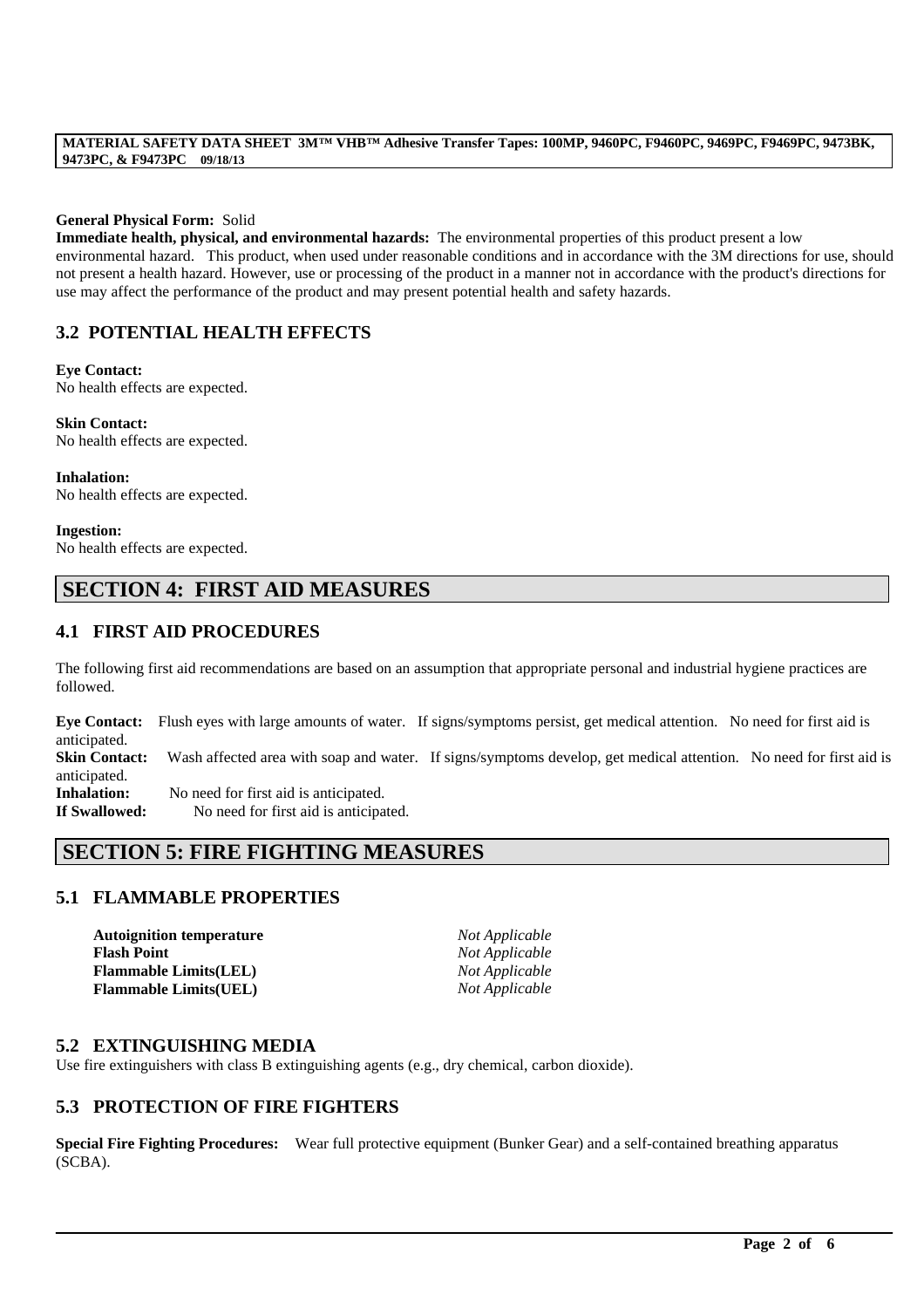**General Physical Form:** Solid

**Immediate health, physical, and environmental hazards:** The environmental properties of this product present a low environmental hazard. This product, when used under reasonable conditions and in accordance with the 3M directions for use, should not present a health hazard. However, use or processing of the product in a manner not in accordance with the product's directions for use may affect the performance of the product and may present potential health and safety hazards.

## 3.2 POTENTIAL HEALTH EFFECTS

**Eye Contact:**
No health effects are expected.

**Skin Contact:**
No health effects are expected.

**Inhalation:**
No health effects are expected.

**Ingestion:**
No health effects are expected.

# SECTION 4: FIRST AID MEASURES

## 4.1 FIRST AID PROCEDURES

The following first aid recommendations are based on an assumption that appropriate personal and industrial hygiene practices are followed.

**Eye Contact:** Flush eyes with large amounts of water. If signs/symptoms persist, get medical attention. No need for first aid is anticipated.
**Skin Contact:** Wash affected area with soap and water. If signs/symptoms develop, get medical attention. No need for first aid is anticipated.
**Inhalation:** No need for first aid is anticipated.
**If Swallowed:** No need for first aid is anticipated.

# SECTION 5: FIRE FIGHTING MEASURES

## 5.1 FLAMMABLE PROPERTIES

| | |
|---|---|
| **Autoignition temperature** | *Not Applicable* |
| **Flash Point** | *Not Applicable* |
| **Flammable Limits(LEL)** | *Not Applicable* |
| **Flammable Limits(UEL)** | *Not Applicable* |

## 5.2 EXTINGUISHING MEDIA

Use fire extinguishers with class B extinguishing agents (e.g., dry chemical, carbon dioxide).

## 5.3 PROTECTION OF FIRE FIGHTERS

**Special Fire Fighting Procedures:** Wear full protective equipment (Bunker Gear) and a self-contained breathing apparatus (SCBA).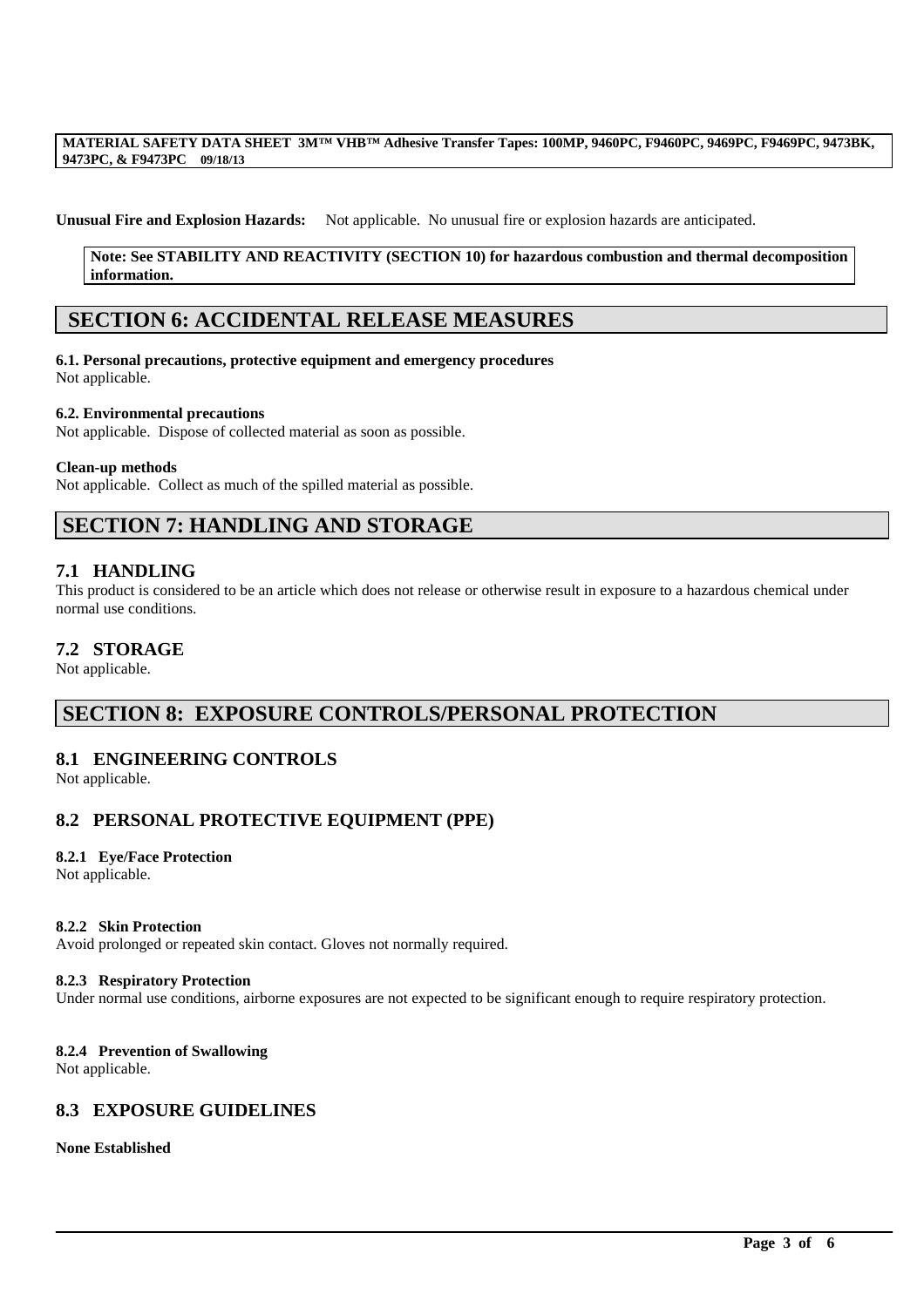**Unusual Fire and Explosion Hazards:** Not applicable. No unusual fire or explosion hazards are anticipated.

**Note: See STABILITY AND REACTIVITY (SECTION 10) for hazardous combustion and thermal decomposition information.**

## SECTION 6: ACCIDENTAL RELEASE MEASURES

**6.1. Personal precautions, protective equipment and emergency procedures**
Not applicable.

**6.2. Environmental precautions**
Not applicable. Dispose of collected material as soon as possible.

**Clean-up methods**
Not applicable. Collect as much of the spilled material as possible.

## SECTION 7: HANDLING AND STORAGE

### 7.1 HANDLING
This product is considered to be an article which does not release or otherwise result in exposure to a hazardous chemical under normal use conditions.

### 7.2 STORAGE
Not applicable.

## SECTION 8: EXPOSURE CONTROLS/PERSONAL PROTECTION

### 8.1 ENGINEERING CONTROLS
Not applicable.

### 8.2 PERSONAL PROTECTIVE EQUIPMENT (PPE)

**8.2.1 Eye/Face Protection**
Not applicable.

**8.2.2 Skin Protection**
Avoid prolonged or repeated skin contact. Gloves not normally required.

**8.2.3 Respiratory Protection**
Under normal use conditions, airborne exposures are not expected to be significant enough to require respiratory protection.

**8.2.4 Prevention of Swallowing**
Not applicable.

### 8.3 EXPOSURE GUIDELINES

**None Established**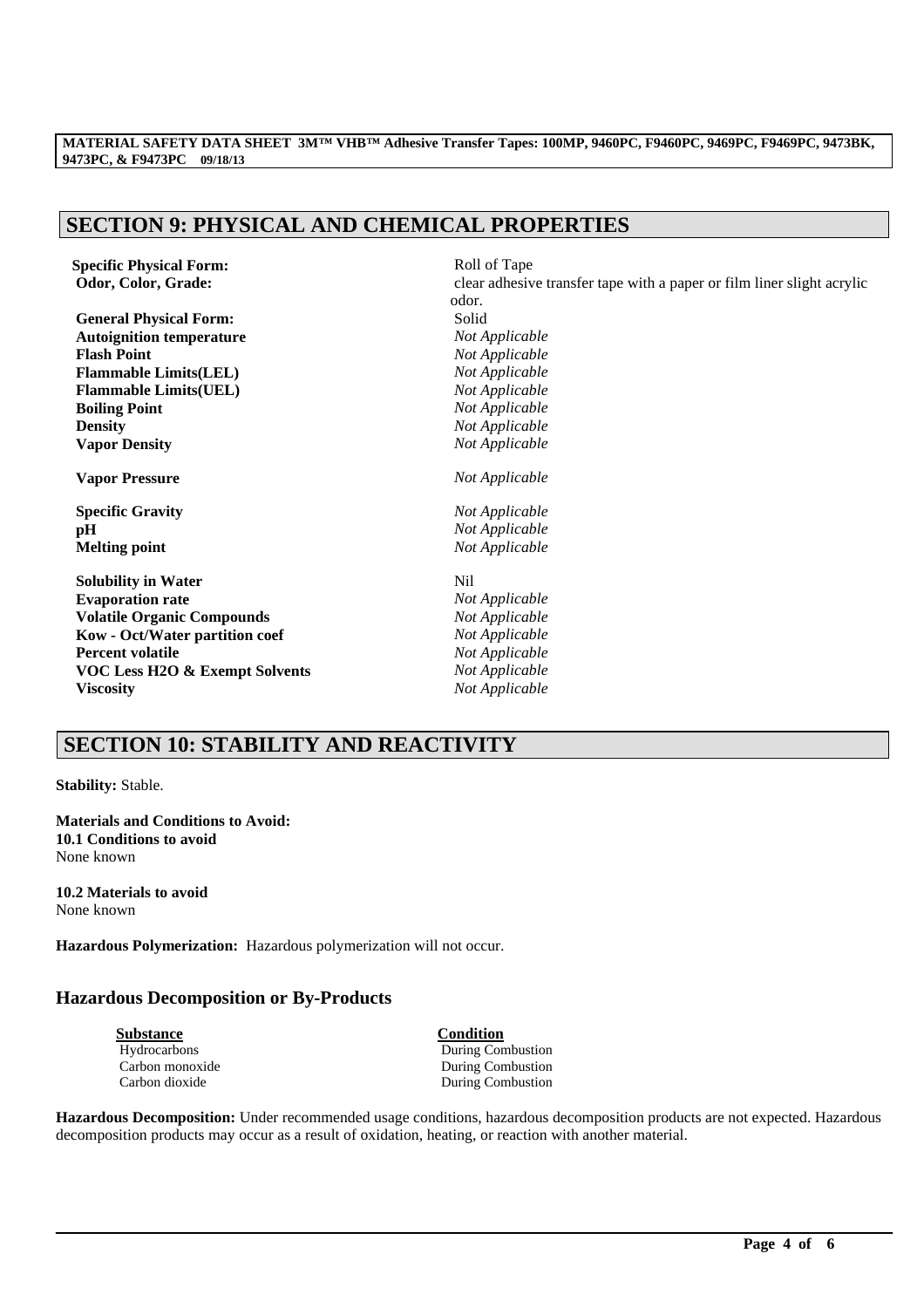## SECTION 9: PHYSICAL AND CHEMICAL PROPERTIES

| Property | Value |
|---|---|
| **Specific Physical Form:** | Roll of Tape |
| **Odor, Color, Grade:** | clear adhesive transfer tape with a paper or film liner slight acrylic odor. |
| **General Physical Form:** | Solid |
| **Autoignition temperature** | *Not Applicable* |
| **Flash Point** | *Not Applicable* |
| **Flammable Limits(LEL)** | *Not Applicable* |
| **Flammable Limits(UEL)** | *Not Applicable* |
| **Boiling Point** | *Not Applicable* |
| **Density** | *Not Applicable* |
| **Vapor Density** | *Not Applicable* |
| **Vapor Pressure** | *Not Applicable* |
| **Specific Gravity** | *Not Applicable* |
| **pH** | *Not Applicable* |
| **Melting point** | *Not Applicable* |
| **Solubility in Water** | Nil |
| **Evaporation rate** | *Not Applicable* |
| **Volatile Organic Compounds** | *Not Applicable* |
| **Kow - Oct/Water partition coef** | *Not Applicable* |
| **Percent volatile** | *Not Applicable* |
| **VOC Less H2O & Exempt Solvents** | *Not Applicable* |
| **Viscosity** | *Not Applicable* |

## SECTION 10: STABILITY AND REACTIVITY

**Stability:** Stable.

**Materials and Conditions to Avoid:**
**10.1 Conditions to avoid**
None known

**10.2 Materials to avoid**
None known

**Hazardous Polymerization:** Hazardous polymerization will not occur.

### Hazardous Decomposition or By-Products

| Substance | Condition |
|---|---|
| Hydrocarbons | During Combustion |
| Carbon monoxide | During Combustion |
| Carbon dioxide | During Combustion |

**Hazardous Decomposition:** Under recommended usage conditions, hazardous decomposition products are not expected. Hazardous decomposition products may occur as a result of oxidation, heating, or reaction with another material.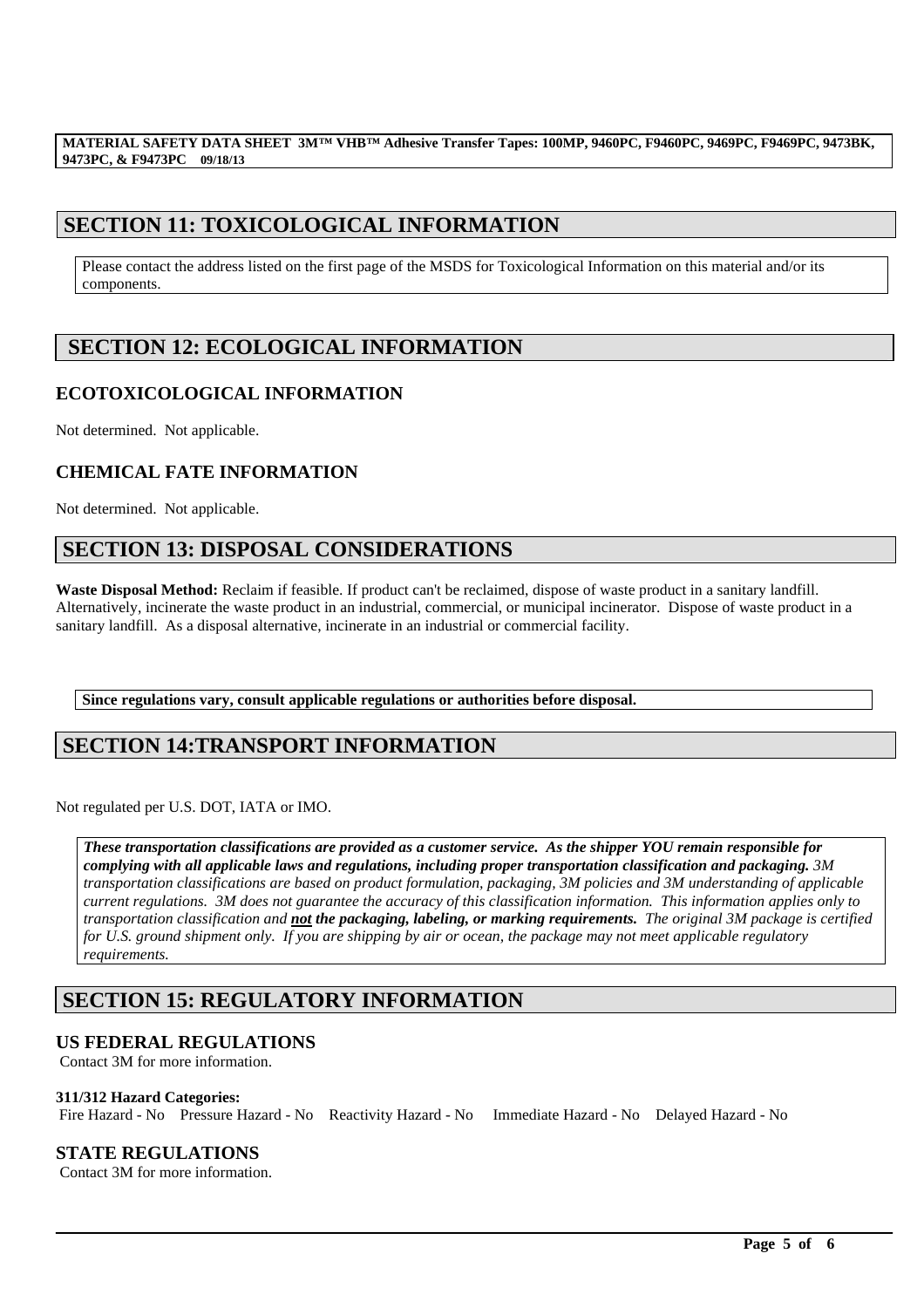## SECTION 11: TOXICOLOGICAL INFORMATION

Please contact the address listed on the first page of the MSDS for Toxicological Information on this material and/or its components.

## SECTION 12: ECOLOGICAL INFORMATION

### ECOTOXICOLOGICAL INFORMATION

Not determined. Not applicable.

### CHEMICAL FATE INFORMATION

Not determined. Not applicable.

## SECTION 13: DISPOSAL CONSIDERATIONS

**Waste Disposal Method:** Reclaim if feasible. If product can't be reclaimed, dispose of waste product in a sanitary landfill. Alternatively, incinerate the waste product in an industrial, commercial, or municipal incinerator. Dispose of waste product in a sanitary landfill. As a disposal alternative, incinerate in an industrial or commercial facility.

**Since regulations vary, consult applicable regulations or authorities before disposal.**

## SECTION 14:TRANSPORT INFORMATION

Not regulated per U.S. DOT, IATA or IMO.

***These transportation classifications are provided as a customer service. As the shipper YOU remain responsible for complying with all applicable laws and regulations, including proper transportation classification and packaging.*** *3M transportation classifications are based on product formulation, packaging, 3M policies and 3M understanding of applicable current regulations. 3M does not guarantee the accuracy of this classification information. This information applies only to transportation classification and* ***not the packaging, labeling, or marking requirements.*** *The original 3M package is certified for U.S. ground shipment only. If you are shipping by air or ocean, the package may not meet applicable regulatory requirements.*

## SECTION 15: REGULATORY INFORMATION

### US FEDERAL REGULATIONS

Contact 3M for more information.

**311/312 Hazard Categories:**

Fire Hazard - No Pressure Hazard - No Reactivity Hazard - No Immediate Hazard - No Delayed Hazard - No

### STATE REGULATIONS

Contact 3M for more information.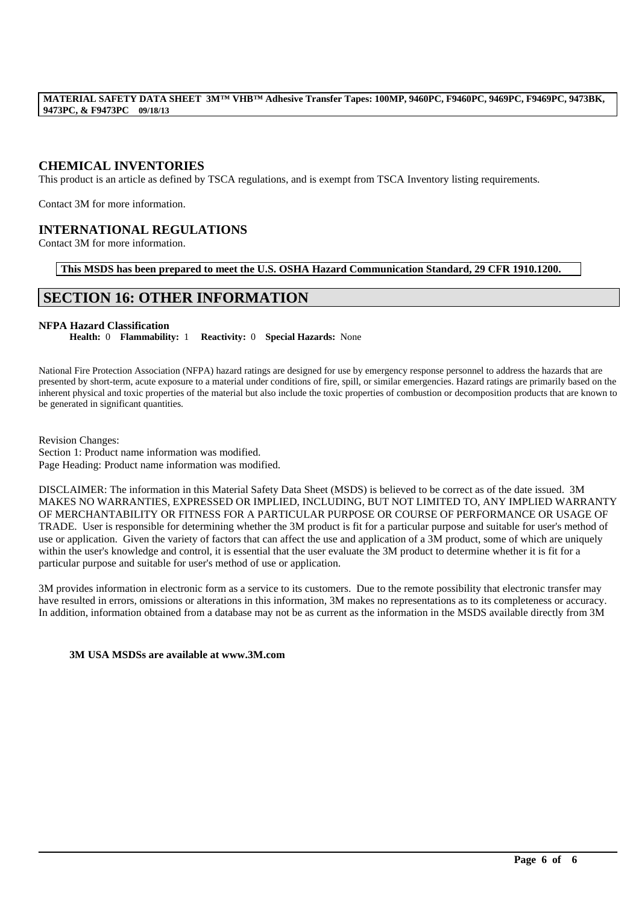## CHEMICAL INVENTORIES

This product is an article as defined by TSCA regulations, and is exempt from TSCA Inventory listing requirements.

Contact 3M for more information.

## INTERNATIONAL REGULATIONS

Contact 3M for more information.

**This MSDS has been prepared to meet the U.S. OSHA Hazard Communication Standard, 29 CFR 1910.1200.**

# SECTION 16: OTHER INFORMATION

**NFPA Hazard Classification**

**Health:** 0 **Flammability:** 1 **Reactivity:** 0 **Special Hazards:** None

National Fire Protection Association (NFPA) hazard ratings are designed for use by emergency response personnel to address the hazards that are presented by short-term, acute exposure to a material under conditions of fire, spill, or similar emergencies. Hazard ratings are primarily based on the inherent physical and toxic properties of the material but also include the toxic properties of combustion or decomposition products that are known to be generated in significant quantities.

Revision Changes:
Section 1: Product name information was modified.
Page Heading: Product name information was modified.

DISCLAIMER: The information in this Material Safety Data Sheet (MSDS) is believed to be correct as of the date issued. 3M MAKES NO WARRANTIES, EXPRESSED OR IMPLIED, INCLUDING, BUT NOT LIMITED TO, ANY IMPLIED WARRANTY OF MERCHANTABILITY OR FITNESS FOR A PARTICULAR PURPOSE OR COURSE OF PERFORMANCE OR USAGE OF TRADE. User is responsible for determining whether the 3M product is fit for a particular purpose and suitable for user's method of use or application. Given the variety of factors that can affect the use and application of a 3M product, some of which are uniquely within the user's knowledge and control, it is essential that the user evaluate the 3M product to determine whether it is fit for a particular purpose and suitable for user's method of use or application.

3M provides information in electronic form as a service to its customers. Due to the remote possibility that electronic transfer may have resulted in errors, omissions or alterations in this information, 3M makes no representations as to its completeness or accuracy. In addition, information obtained from a database may not be as current as the information in the MSDS available directly from 3M

**3M USA MSDSs are available at www.3M.com**